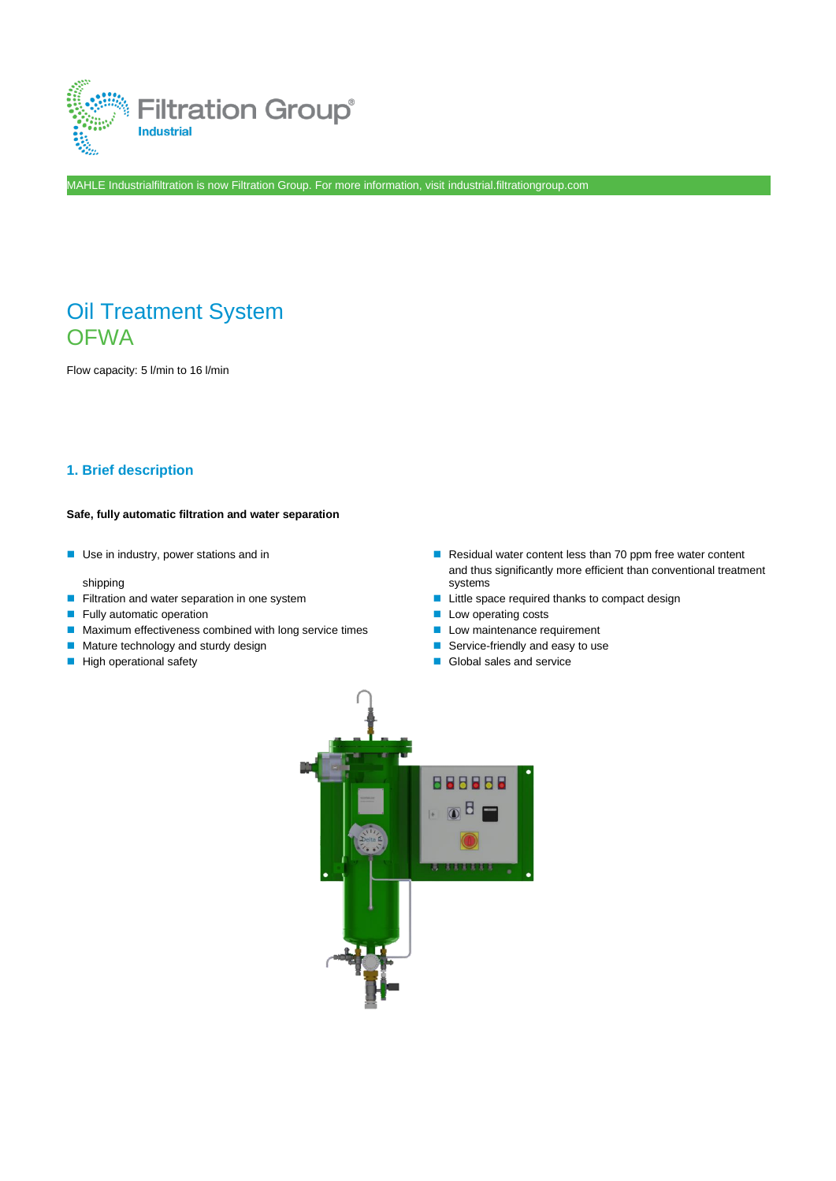Filtration Group®
Industrial

MAHLE Industrialfiltration is now Filtration Group. For more information, visit industrial.filtrationgroup.com

# Oil Treatment System
# OFWA

Flow capacity: 5 l/min to 16 l/min

## 1. Brief description

**Safe, fully automatic filtration and water separation**

- Use in industry, power stations and in shipping
- Filtration and water separation in one system
- Fully automatic operation
- Maximum effectiveness combined with long service times
- Mature technology and sturdy design
- High operational safety
- Residual water content less than 70 ppm free water content and thus significantly more efficient than conventional treatment systems
- Little space required thanks to compact design
- Low operating costs
- Low maintenance requirement
- Service-friendly and easy to use
- Global sales and service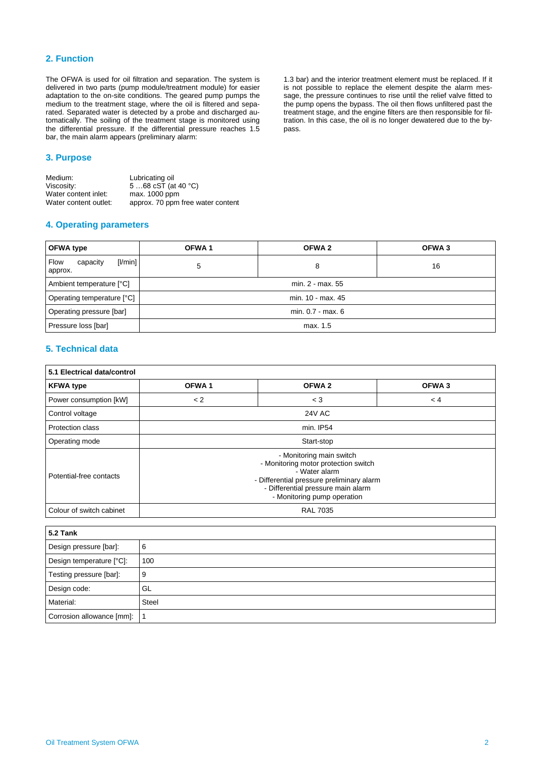## 2. Function

The OFWA is used for oil filtration and separation. The system is delivered in two parts (pump module/treatment module) for easier adaptation to the on-site conditions. The geared pump pumps the medium to the treatment stage, where the oil is filtered and separated. Separated water is detected by a probe and discharged automatically. The soiling of the treatment stage is monitored using the differential pressure. If the differential pressure reaches 1.5 bar, the main alarm appears (preliminary alarm: 1.3 bar) and the interior treatment element must be replaced. If it is not possible to replace the element despite the alarm message, the pressure continues to rise until the relief valve fitted to the pump opens the bypass. The oil then flows unfiltered past the treatment stage, and the engine filters are then responsible for filtration. In this case, the oil is no longer dewatered due to the bypass.

## 3. Purpose

| | |
|---|---|
| Medium: | Lubricating oil |
| Viscosity: | 5 …68 cST (at 40 °C) |
| Water content inlet: | max. 1000 ppm |
| Water content outlet: | approx. 70 ppm free water content |

## 4. Operating parameters

| OFWA type | OFWA 1 | OFWA 2 | OFWA 3 |
|---|---|---|---|
| Flow capacity [l/min] approx. | 5 | 8 | 16 |
| Ambient temperature [°C] | min. 2 - max. 55 | | |
| Operating temperature [°C] | min. 10 - max. 45 | | |
| Operating pressure [bar] | min. 0.7 - max. 6 | | |
| Pressure loss [bar] | max. 1.5 | | |

## 5. Technical data

| 5.1 Electrical data/control | | | |
|---|---|---|---|
| **KFWA type** | **OFWA 1** | **OFWA 2** | **OFWA 3** |
| Power consumption [kW] | < 2 | < 3 | < 4 |
| Control voltage | 24V AC | | |
| Protection class | min. IP54 | | |
| Operating mode | Start-stop | | |
| Potential-free contacts | - Monitoring main switch<br>- Monitoring motor protection switch<br>- Water alarm<br>- Differential pressure preliminary alarm<br>- Differential pressure main alarm<br>- Monitoring pump operation | | |
| Colour of switch cabinet | RAL 7035 | | |

| 5.2 Tank | |
|---|---|
| Design pressure [bar]: | 6 |
| Design temperature [°C]: | 100 |
| Testing pressure [bar]: | 9 |
| Design code: | GL |
| Material: | Steel |
| Corrosion allowance [mm]: | 1 |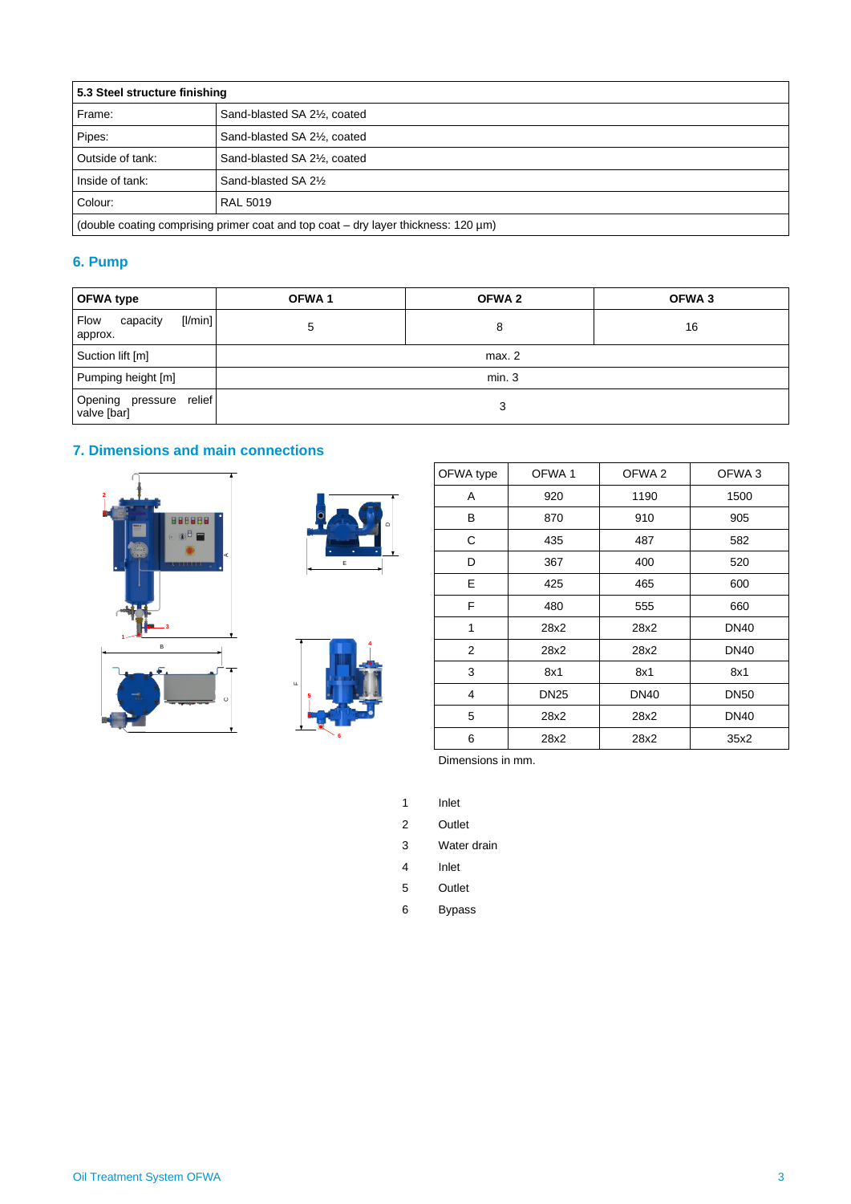| 5.3 Steel structure finishing | |
|---|---|
| Frame: | Sand-blasted SA 2½, coated |
| Pipes: | Sand-blasted SA 2½, coated |
| Outside of tank: | Sand-blasted SA 2½, coated |
| Inside of tank: | Sand-blasted SA 2½ |
| Colour: | RAL 5019 |
| (double coating comprising primer coat and top coat – dry layer thickness: 120 µm) | |

## 6. Pump

| OFWA type | OFWA 1 | OFWA 2 | OFWA 3 |
|---|---|---|---|
| Flow capacity [l/min] approx. | 5 | 8 | 16 |
| Suction lift [m] | max. 2 | | |
| Pumping height [m] | min. 3 | | |
| Opening pressure relief valve [bar] | 3 | | |

## 7. Dimensions and main connections

| OFWA type | OFWA 1 | OFWA 2 | OFWA 3 |
|---|---|---|---|
| A | 920 | 1190 | 1500 |
| B | 870 | 910 | 905 |
| C | 435 | 487 | 582 |
| D | 367 | 400 | 520 |
| E | 425 | 465 | 600 |
| F | 480 | 555 | 660 |
| 1 | 28x2 | 28x2 | DN40 |
| 2 | 28x2 | 28x2 | DN40 |
| 3 | 8x1 | 8x1 | 8x1 |
| 4 | DN25 | DN40 | DN50 |
| 5 | 28x2 | 28x2 | DN40 |
| 6 | 28x2 | 28x2 | 35x2 |

Dimensions in mm.

1 Inlet

2 Outlet

3 Water drain

4 Inlet

5 Outlet

6 Bypass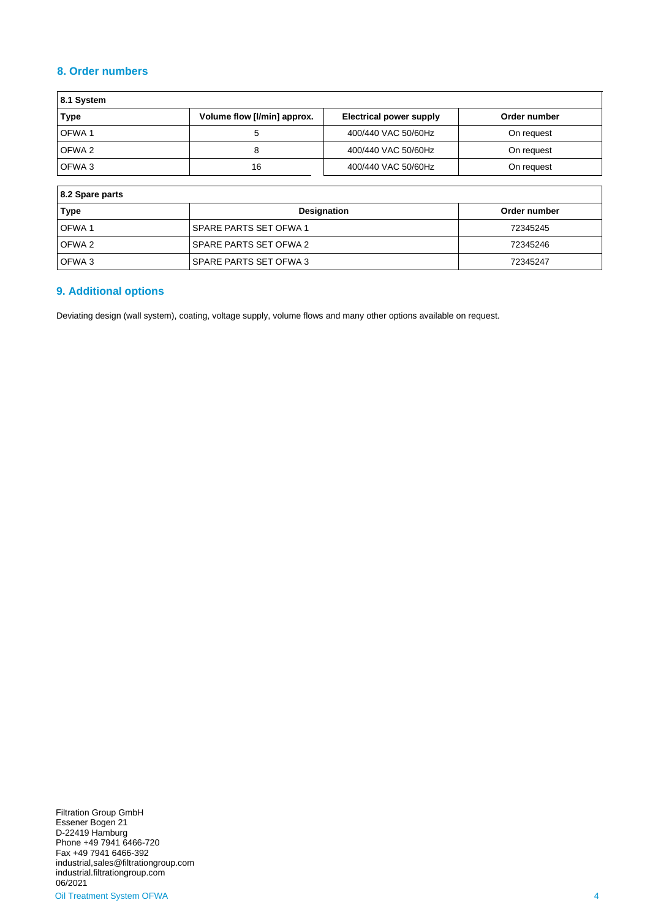## 8. Order numbers

| 8.1 System | | | |
|---|---|---|---|
| **Type** | **Volume flow [l/min] approx.** | **Electrical power supply** | **Order number** |
| OFWA 1 | 5 | 400/440 VAC 50/60Hz | On request |
| OFWA 2 | 8 | 400/440 VAC 50/60Hz | On request |
| OFWA 3 | 16 | 400/440 VAC 50/60Hz | On request |

| 8.2 Spare parts | | |
|---|---|---|
| **Type** | **Designation** | **Order number** |
| OFWA 1 | SPARE PARTS SET OFWA 1 | 72345245 |
| OFWA 2 | SPARE PARTS SET OFWA 2 | 72345246 |
| OFWA 3 | SPARE PARTS SET OFWA 3 | 72345247 |

## 9. Additional options

Deviating design (wall system), coating, voltage supply, volume flows and many other options available on request.

Filtration Group GmbH
Essener Bogen 21
D-22419 Hamburg
Phone +49 7941 6466-720
Fax +49 7941 6466-392
industrial,sales@filtrationgroup.com
industrial.filtrationgroup.com
06/2021